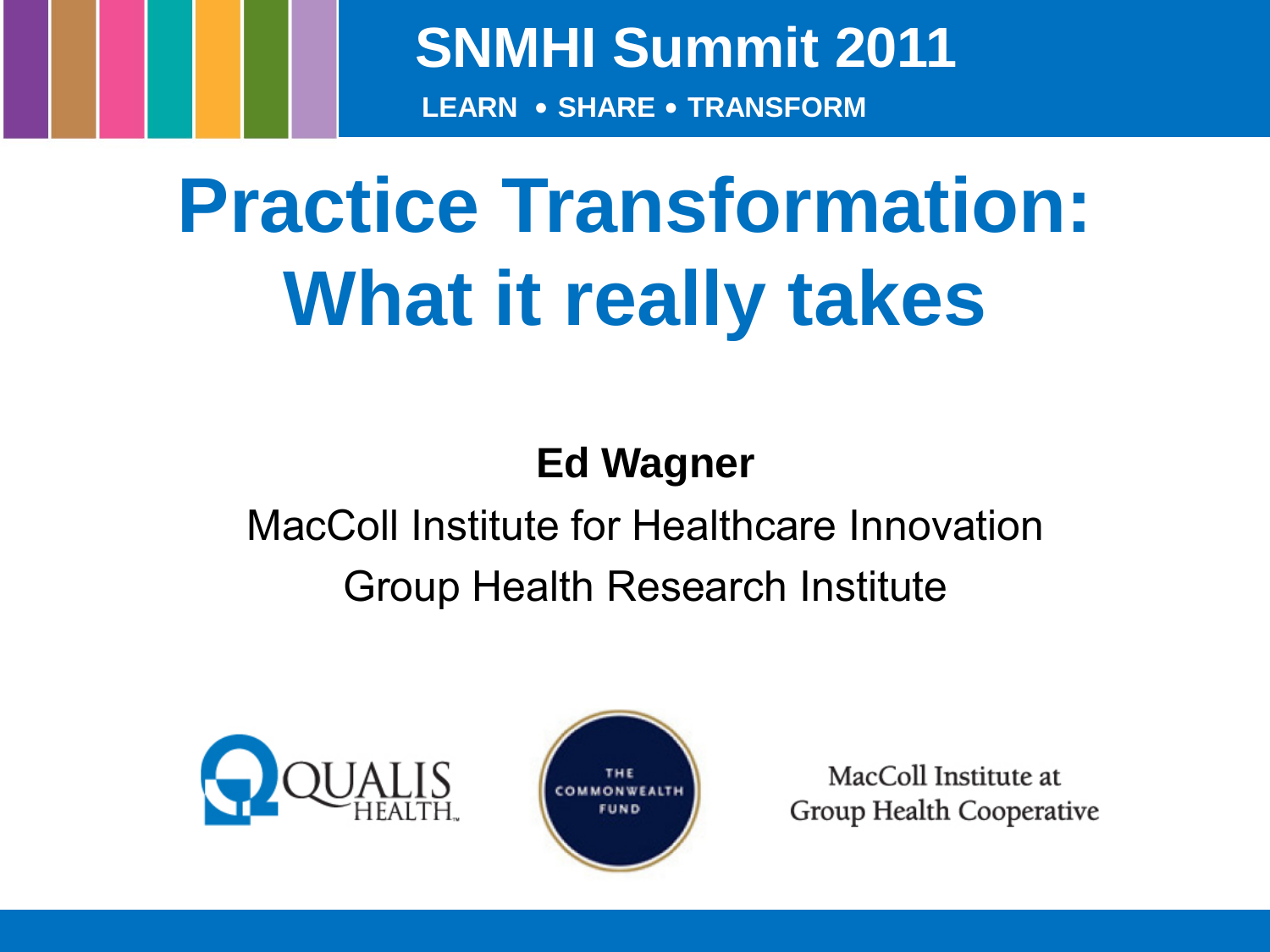**SNMHI Summit 2011**

LEARN • SHARE • TRANSFORM

# Practice Transformation: What it really takes

**Ed Wagner**

MacColl Institute for Healthcare Innovation

Group Health Research Institute

QUALIS HEALTH

THE COMMONWEALTH FUND

MacColl Institute at Group Health Cooperative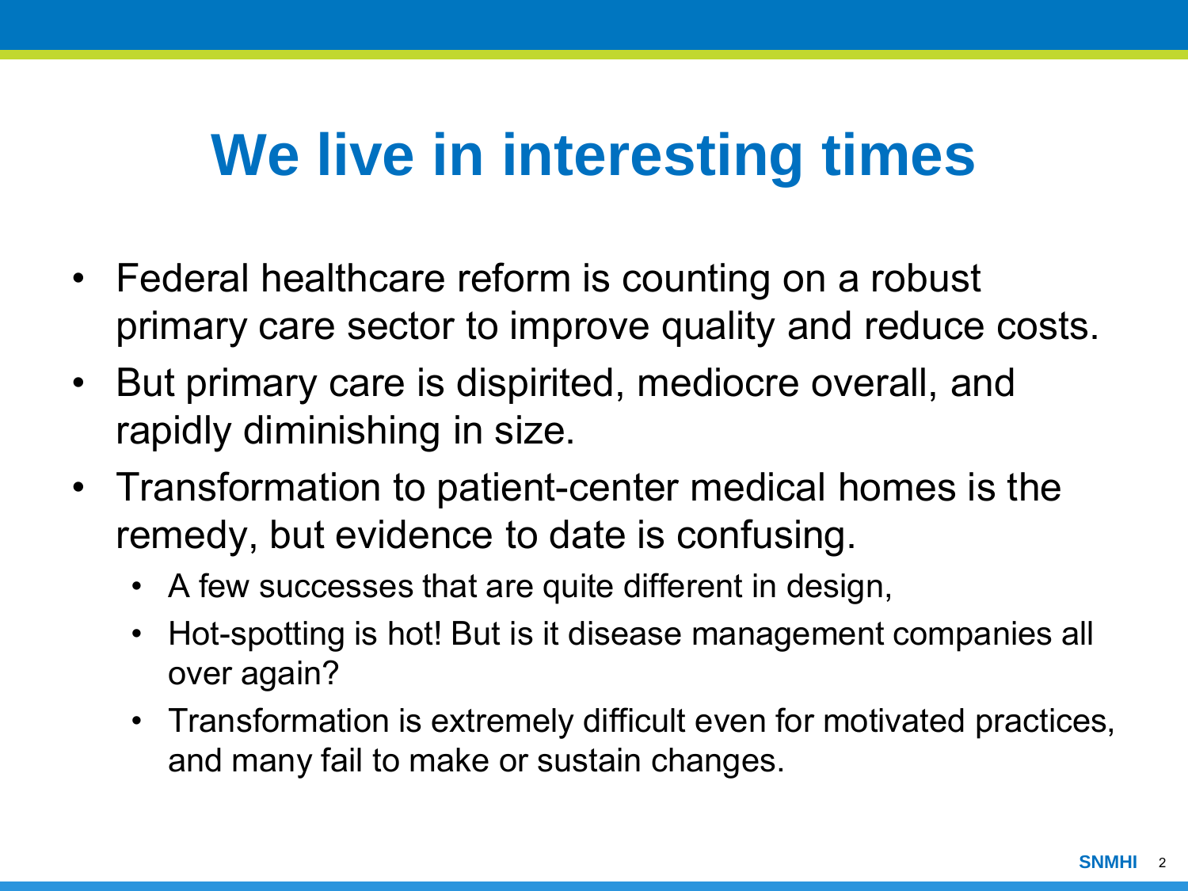# We live in interesting times

- Federal healthcare reform is counting on a robust primary care sector to improve quality and reduce costs.
- But primary care is dispirited, mediocre overall, and rapidly diminishing in size.
- Transformation to patient-center medical homes is the remedy, but evidence to date is confusing.
  - A few successes that are quite different in design,
  - Hot-spotting is hot! But is it disease management companies all over again?
  - Transformation is extremely difficult even for motivated practices, and many fail to make or sustain changes.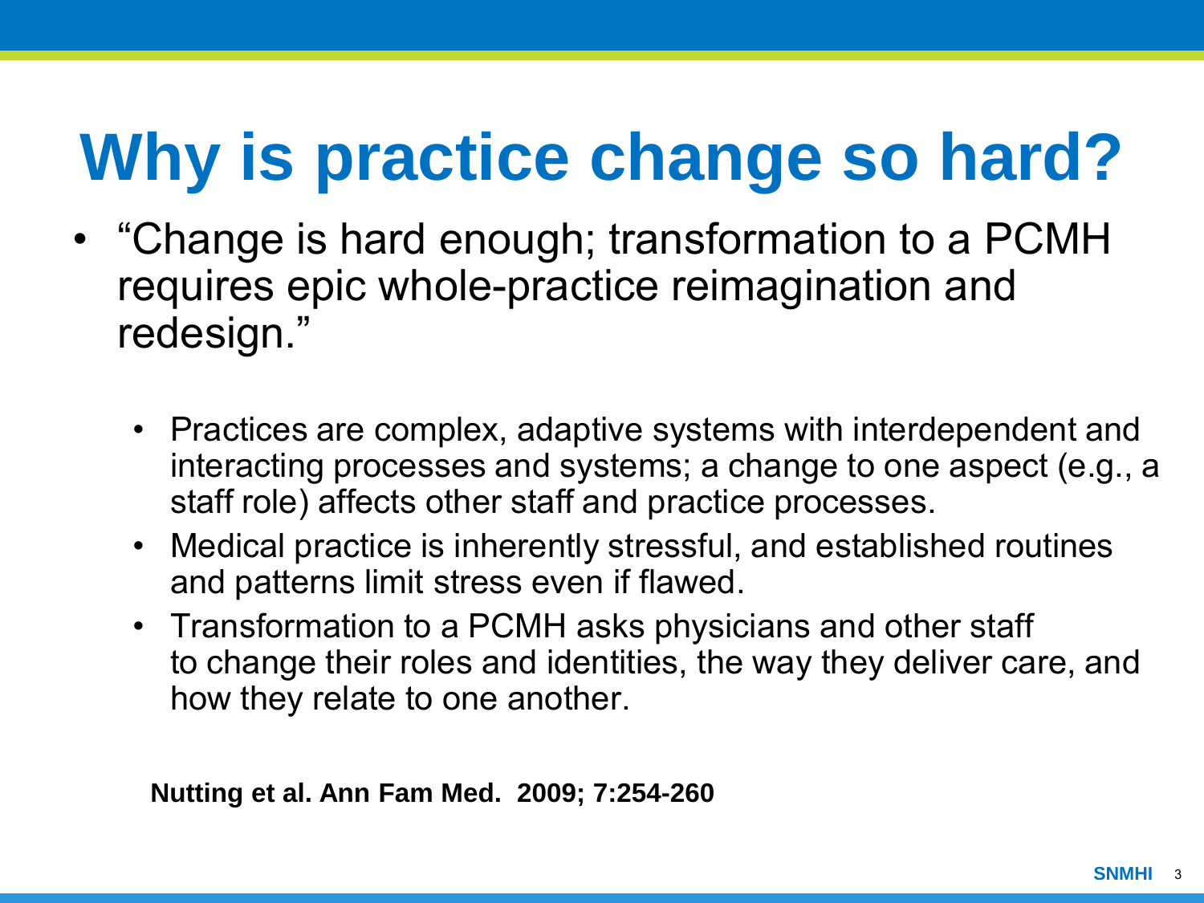# Why is practice change so hard?

- "Change is hard enough; transformation to a PCMH requires epic whole-practice reimagination and redesign."
  - Practices are complex, adaptive systems with interdependent and interacting processes and systems; a change to one aspect (e.g., a staff role) affects other staff and practice processes.
  - Medical practice is inherently stressful, and established routines and patterns limit stress even if flawed.
  - Transformation to a PCMH asks physicians and other staff to change their roles and identities, the way they deliver care, and how they relate to one another.

**Nutting et al. Ann Fam Med. 2009; 7:254-260**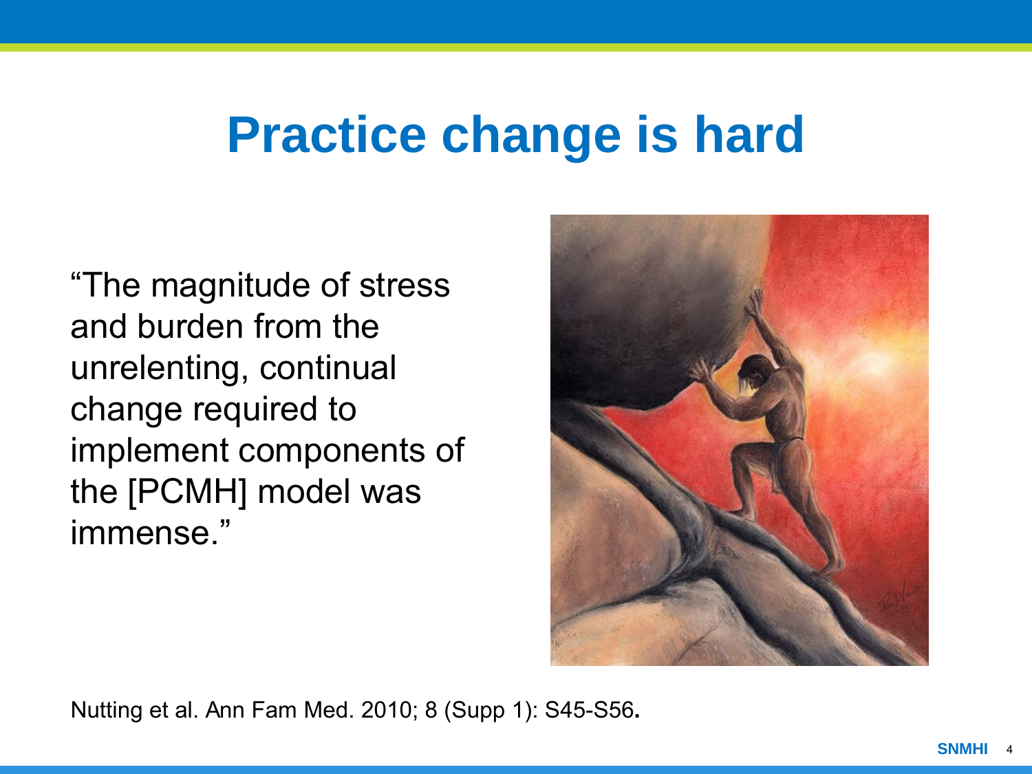# Practice change is hard

"The magnitude of stress and burden from the unrelenting, continual change required to implement components of the [PCMH] model was immense."

Nutting et al. Ann Fam Med. 2010; 8 (Supp 1): S45-S56.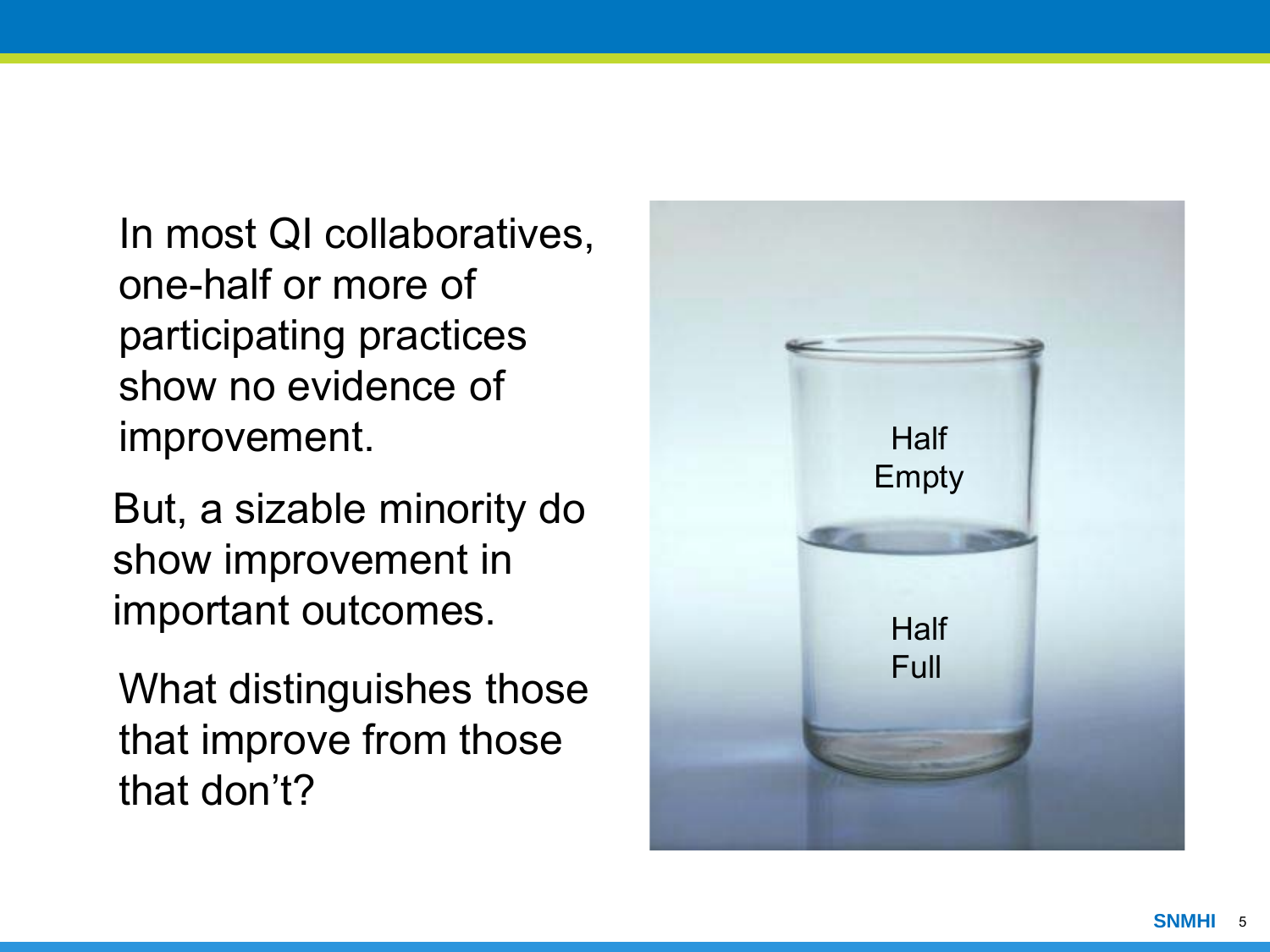In most QI collaboratives, one-half or more of participating practices show no evidence of improvement.

But, a sizable minority do show improvement in important outcomes.

What distinguishes those that improve from those that don't?

Half Empty

Half Full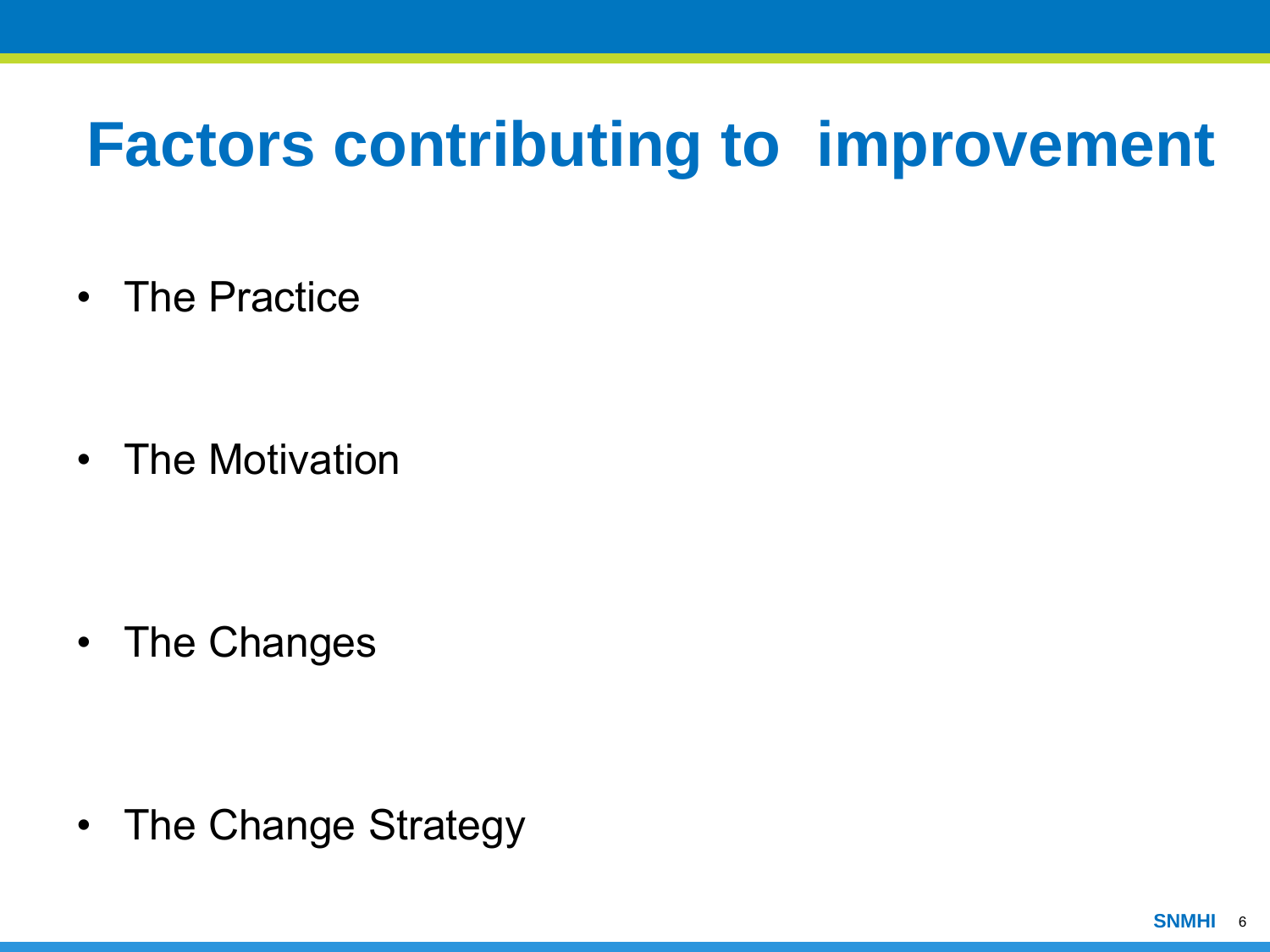# Factors contributing to improvement

- The Practice
- The Motivation
- The Changes
- The Change Strategy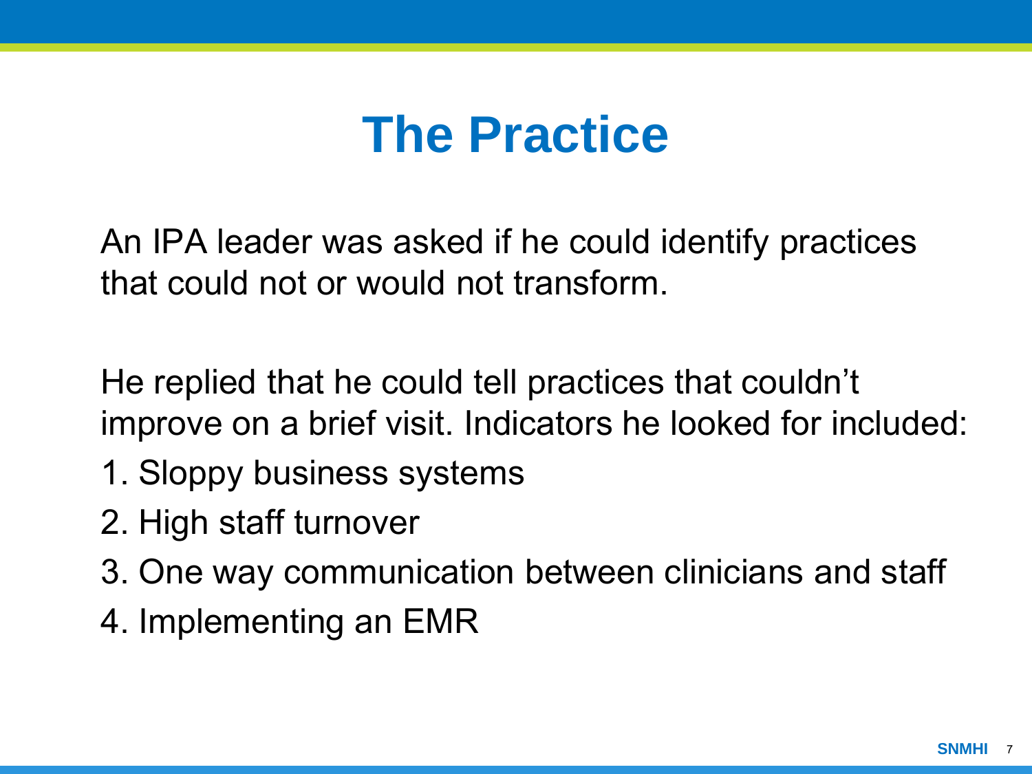# The Practice

An IPA leader was asked if he could identify practices that could not or would not transform.

He replied that he could tell practices that couldn't improve on a brief visit. Indicators he looked for included:

1. Sloppy business systems
2. High staff turnover
3. One way communication between clinicians and staff
4. Implementing an EMR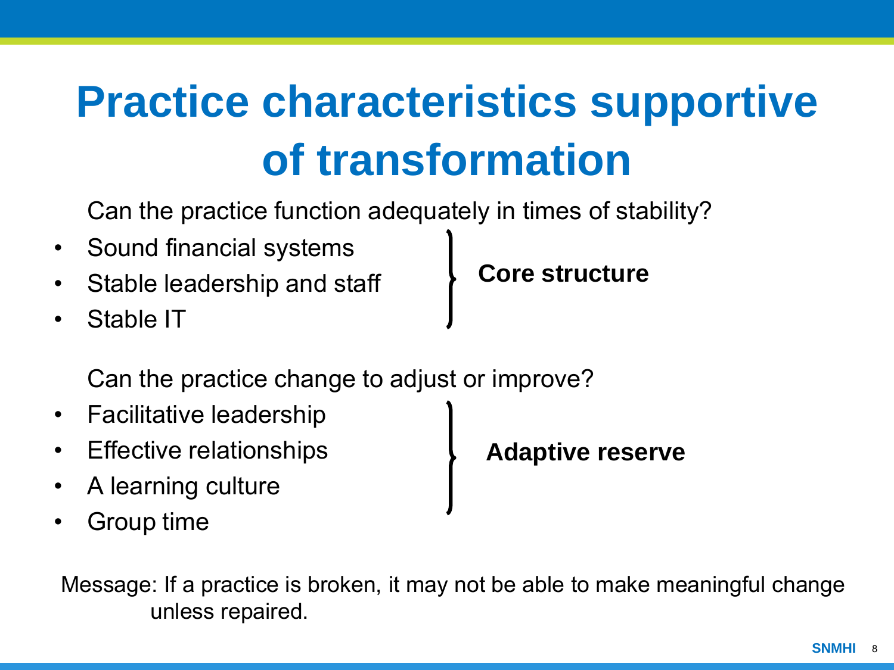# Practice characteristics supportive of transformation

Can the practice function adequately in times of stability?

- Sound financial systems
- Stable leadership and staff
- Stable IT

} **Core structure**

Can the practice change to adjust or improve?

- Facilitative leadership
- Effective relationships
- A learning culture
- Group time

} **Adaptive reserve**

Message: If a practice is broken, it may not be able to make meaningful change unless repaired.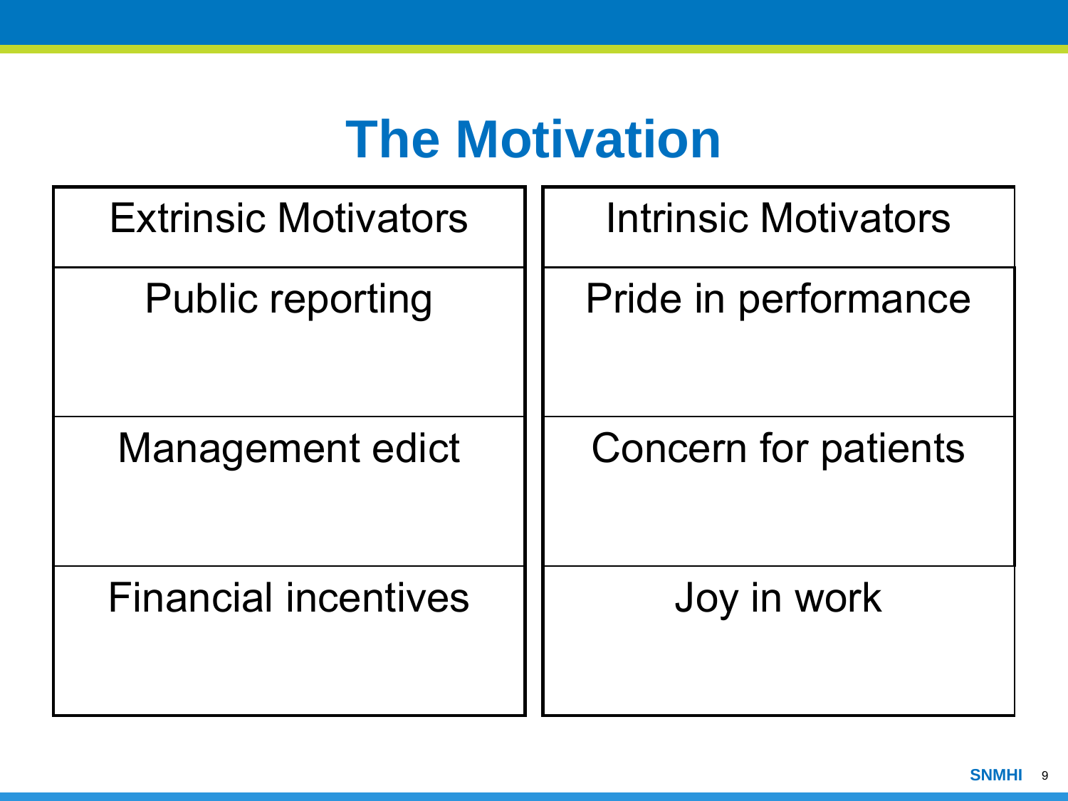# The Motivation

| Extrinsic Motivators | Intrinsic Motivators |
|---|---|
| Public reporting | Pride in performance |
| Management edict | Concern for patients |
| Financial incentives | Joy in work |

SNMHI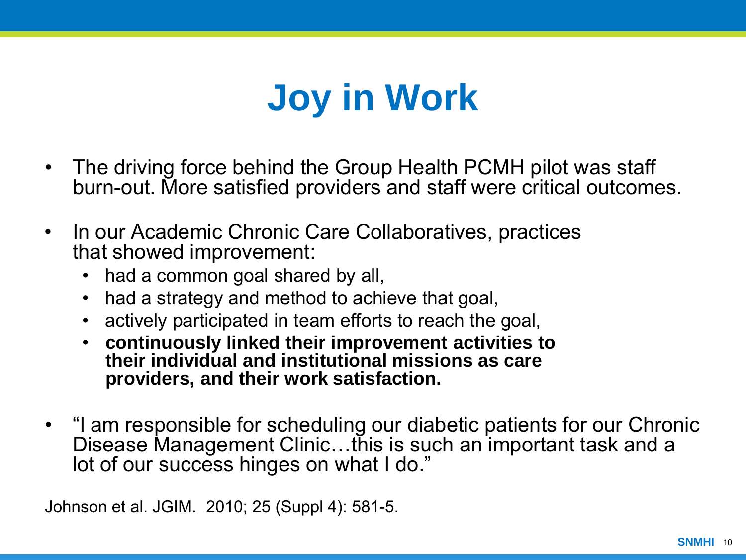# Joy in Work

- The driving force behind the Group Health PCMH pilot was staff burn-out. More satisfied providers and staff were critical outcomes.

- In our Academic Chronic Care Collaboratives, practices that showed improvement:
  - had a common goal shared by all,
  - had a strategy and method to achieve that goal,
  - actively participated in team efforts to reach the goal,
  - **continuously linked their improvement activities to their individual and institutional missions as care providers, and their work satisfaction.**

- "I am responsible for scheduling our diabetic patients for our Chronic Disease Management Clinic…this is such an important task and a lot of our success hinges on what I do."

Johnson et al. JGIM. 2010; 25 (Suppl 4): 581-5.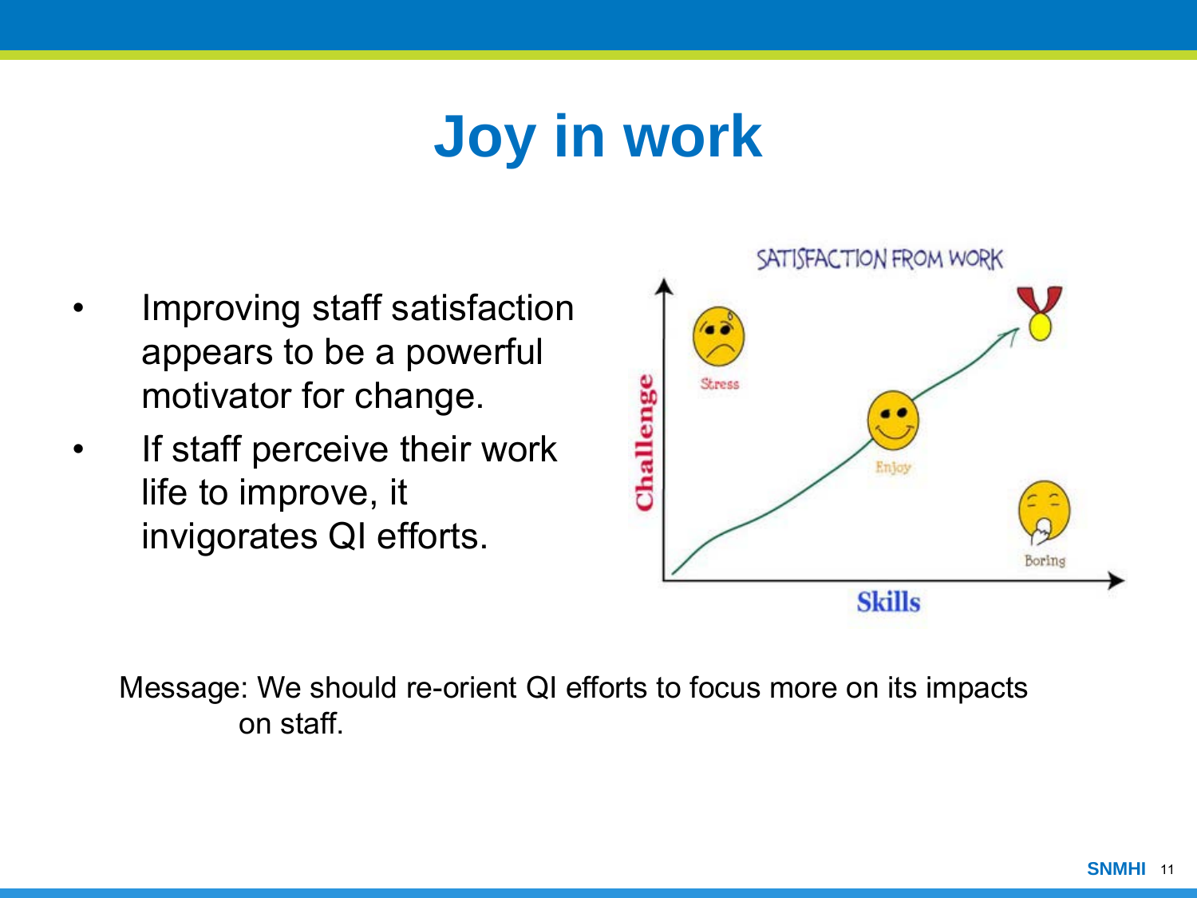# Joy in work

- Improving staff satisfaction appears to be a powerful motivator for change.
- If staff perceive their work life to improve, it invigorates QI efforts.

SATISFACTION FROM WORK

Challenge

Skills

Stress

Enjoy

Boring

Message: We should re-orient QI efforts to focus more on its impacts on staff.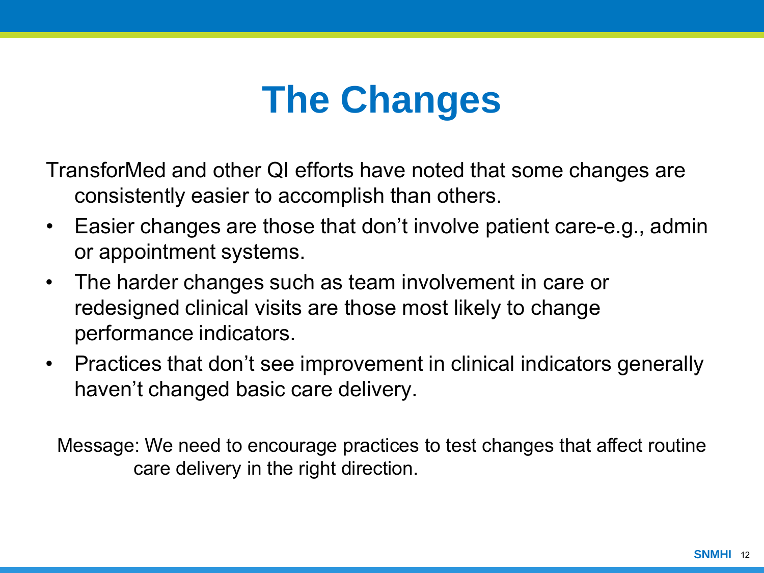# The Changes

TransforMed and other QI efforts have noted that some changes are consistently easier to accomplish than others.

- Easier changes are those that don't involve patient care-e.g., admin or appointment systems.
- The harder changes such as team involvement in care or redesigned clinical visits are those most likely to change performance indicators.
- Practices that don't see improvement in clinical indicators generally haven't changed basic care delivery.

Message: We need to encourage practices to test changes that affect routine care delivery in the right direction.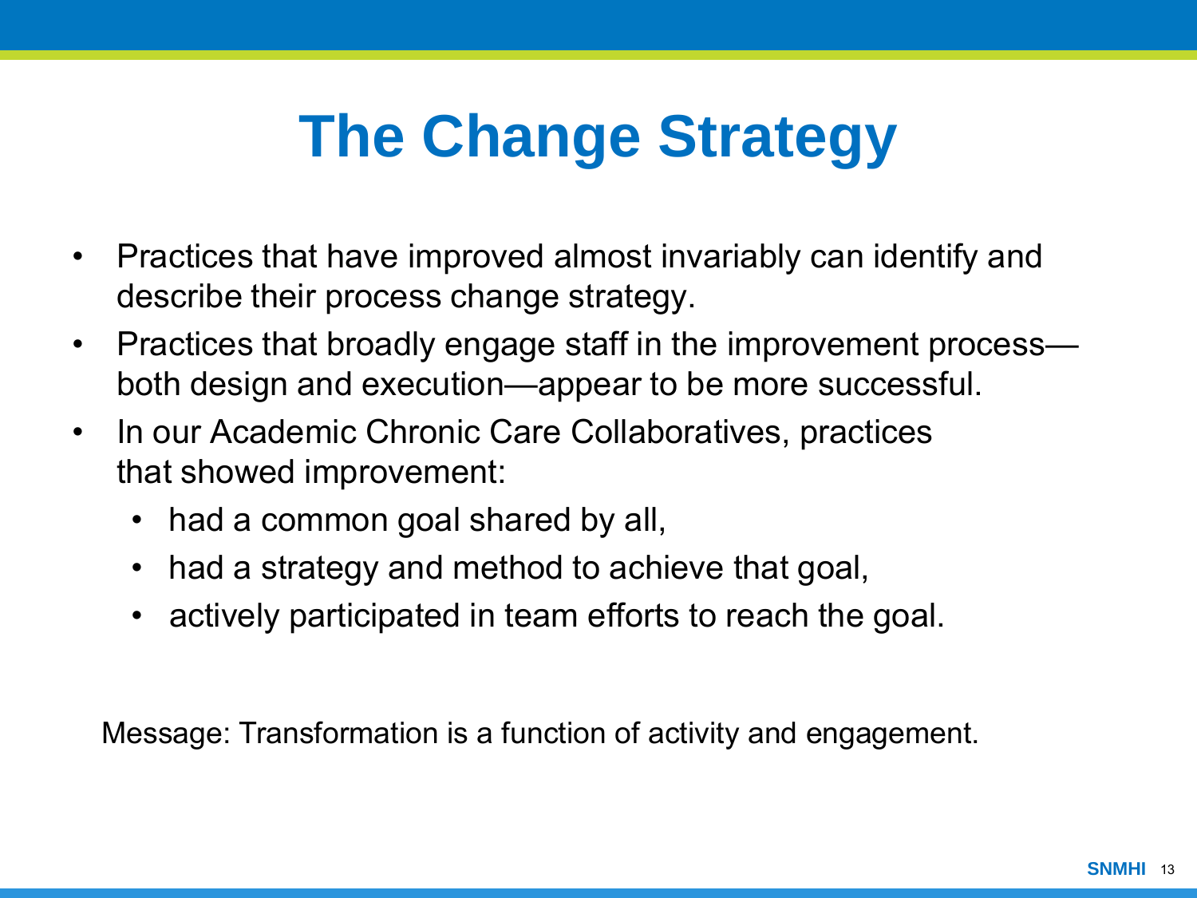# The Change Strategy

- Practices that have improved almost invariably can identify and describe their process change strategy.
- Practices that broadly engage staff in the improvement process—both design and execution—appear to be more successful.
- In our Academic Chronic Care Collaboratives, practices that showed improvement:
  - had a common goal shared by all,
  - had a strategy and method to achieve that goal,
  - actively participated in team efforts to reach the goal.

Message: Transformation is a function of activity and engagement.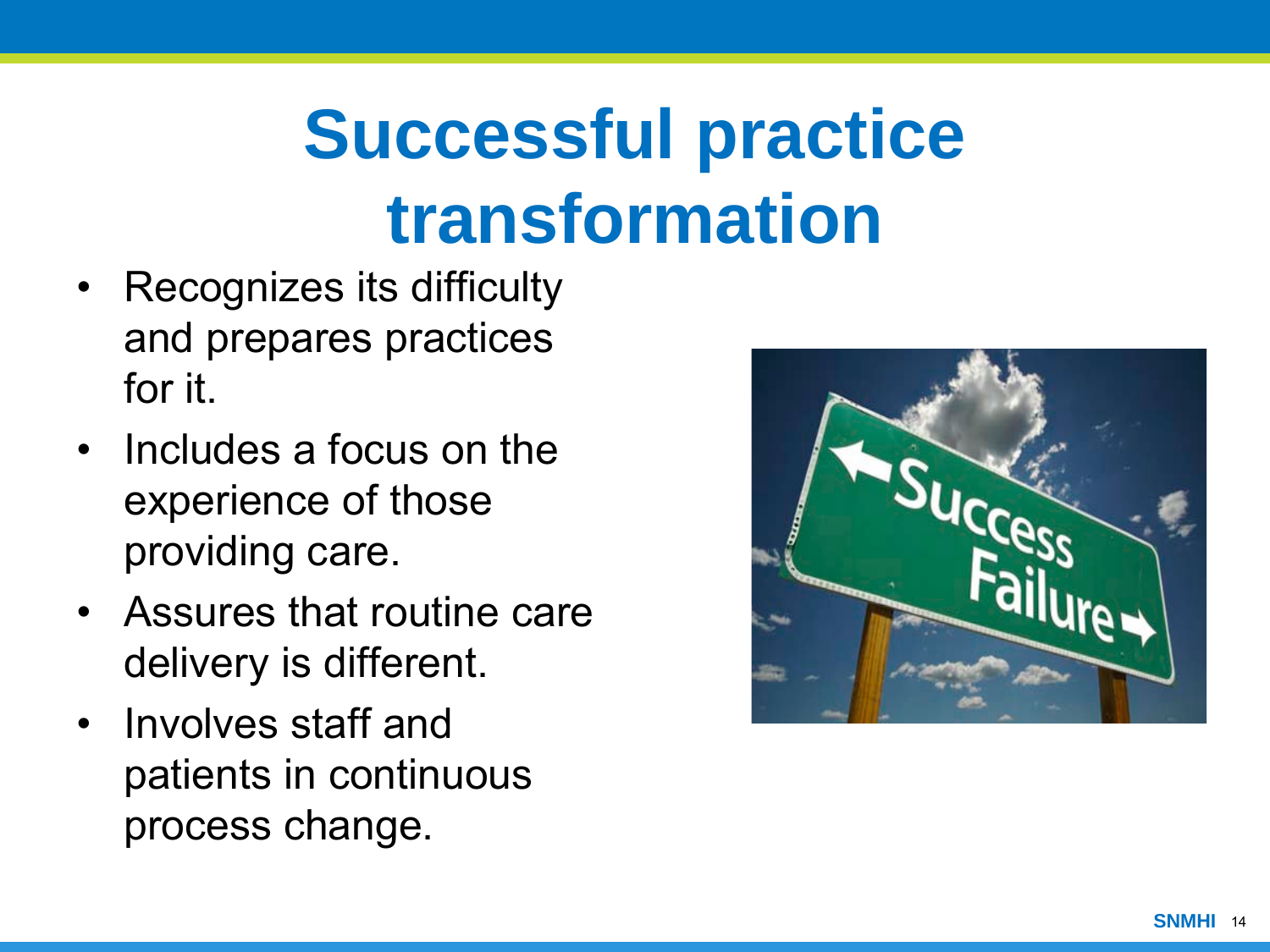# Successful practice transformation

- Recognizes its difficulty and prepares practices for it.
- Includes a focus on the experience of those providing care.
- Assures that routine care delivery is different.
- Involves staff and patients in continuous process change.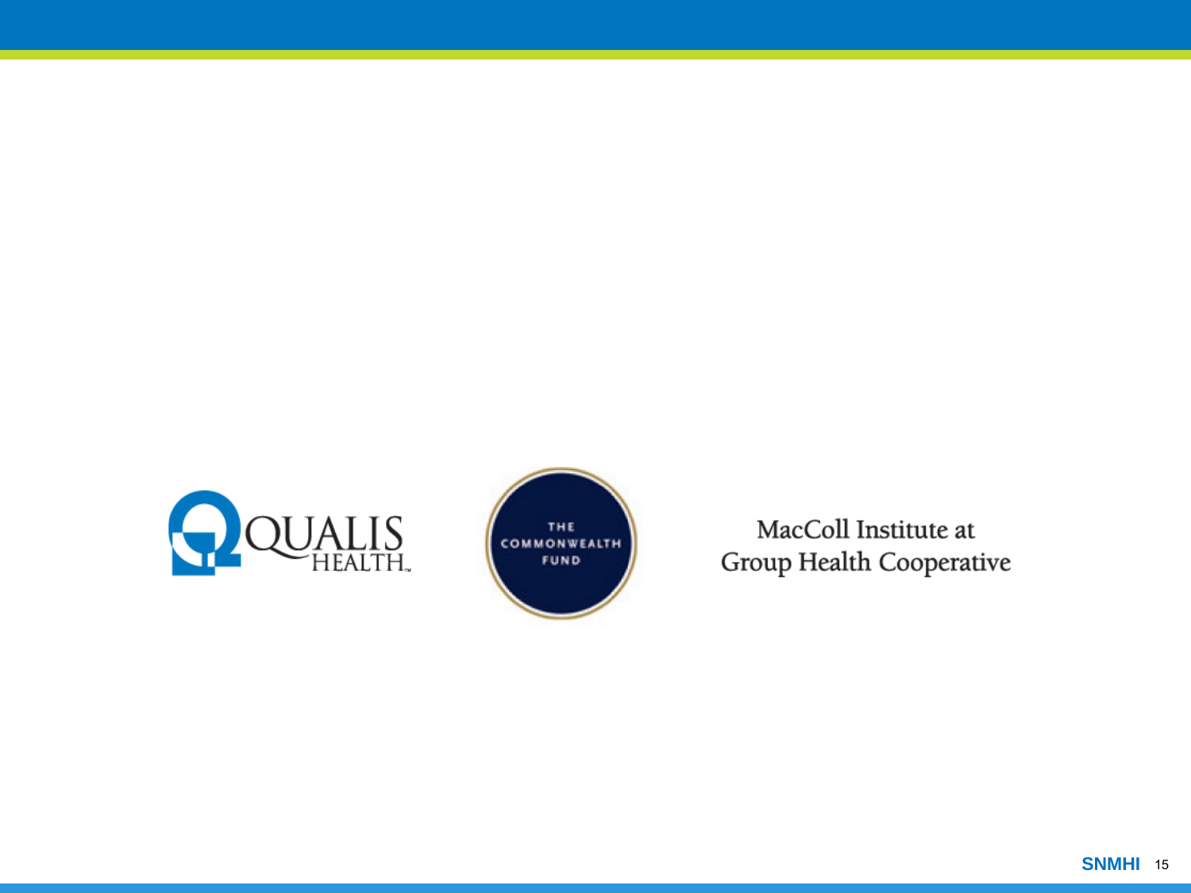QUALIS HEALTH

THE COMMONWEALTH FUND

MacColl Institute at Group Health Cooperative